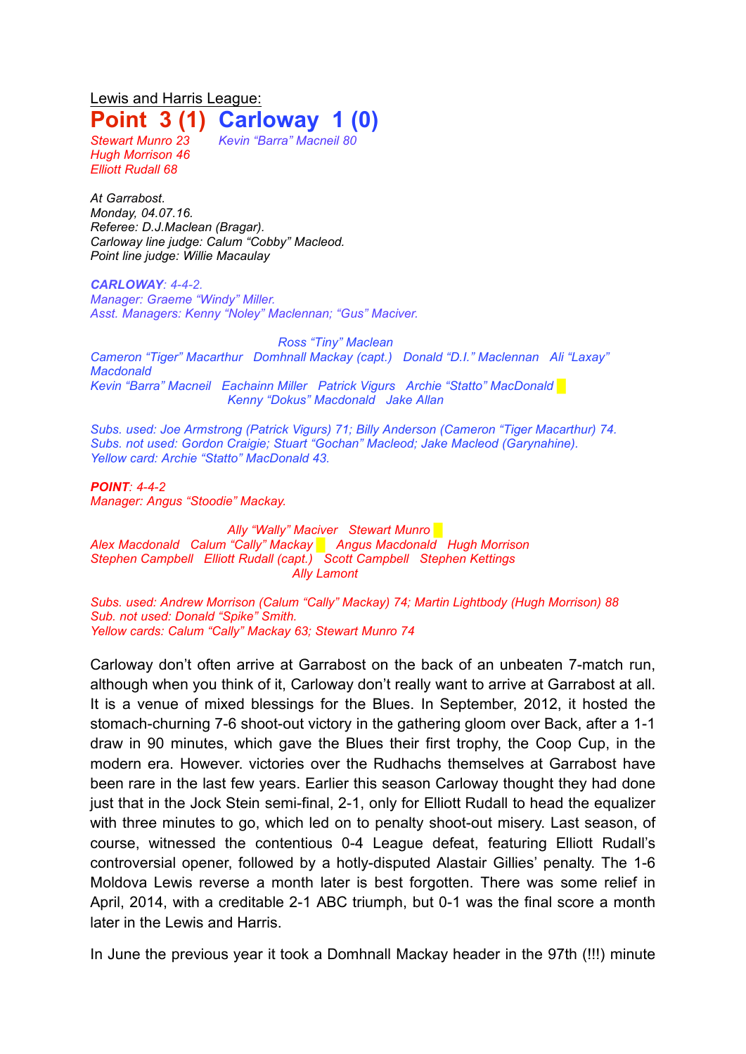Lewis and Harris League:

# Point 3 (1) Carloway 1 (0)

*Stewart Munro 23*
*Hugh Morrison 46*
*Elliott Rudall 68*

*Kevin "Barra" Macneil 80*

*At Garrabost.*
*Monday, 04.07.16.*
*Referee: D.J.Maclean (Bragar).*
*Carloway line judge: Calum "Cobby" Macleod.*
*Point line judge: Willie Macaulay*

***CARLOWAY**: 4-4-2.*
*Manager: Graeme "Windy" Miller.*
*Asst. Managers: Kenny "Noley" Maclennan; "Gus" Maciver.*

*Ross "Tiny" Maclean*
*Cameron "Tiger" Macarthur Domhnall Mackay (capt.) Donald "D.I." Maclennan Ali "Laxay" Macdonald*
*Kevin "Barra" Macneil Eachainn Miller Patrick Vigurs Archie "Statto" MacDonald*
*Kenny "Dokus" Macdonald Jake Allan*

*Subs. used: Joe Armstrong (Patrick Vigurs) 71; Billy Anderson (Cameron "Tiger Macarthur) 74.*
*Subs. not used: Gordon Craigie; Stuart "Gochan" Macleod; Jake Macleod (Garynahine).*
*Yellow card: Archie "Statto" MacDonald 43.*

***POINT**: 4-4-2*
*Manager: Angus "Stoodie" Mackay.*

*Ally "Wally" Maciver Stewart Munro*
*Alex Macdonald Calum "Cally" Mackay Angus Macdonald Hugh Morrison*
*Stephen Campbell Elliott Rudall (capt.) Scott Campbell Stephen Kettings*
*Ally Lamont*

*Subs. used: Andrew Morrison (Calum "Cally" Mackay) 74; Martin Lightbody (Hugh Morrison) 88*
*Sub. not used: Donald "Spike" Smith.*
*Yellow cards: Calum "Cally" Mackay 63; Stewart Munro 74*

Carloway don't often arrive at Garrabost on the back of an unbeaten 7-match run, although when you think of it, Carloway don't really want to arrive at Garrabost at all. It is a venue of mixed blessings for the Blues. In September, 2012, it hosted the stomach-churning 7-6 shoot-out victory in the gathering gloom over Back, after a 1-1 draw in 90 minutes, which gave the Blues their first trophy, the Coop Cup, in the modern era. However. victories over the Rudhachs themselves at Garrabost have been rare in the last few years. Earlier this season Carloway thought they had done just that in the Jock Stein semi-final, 2-1, only for Elliott Rudall to head the equalizer with three minutes to go, which led on to penalty shoot-out misery. Last season, of course, witnessed the contentious 0-4 League defeat, featuring Elliott Rudall's controversial opener, followed by a hotly-disputed Alastair Gillies' penalty. The 1-6 Moldova Lewis reverse a month later is best forgotten. There was some relief in April, 2014, with a creditable 2-1 ABC triumph, but 0-1 was the final score a month later in the Lewis and Harris.

In June the previous year it took a Domhnall Mackay header in the 97th (!!!) minute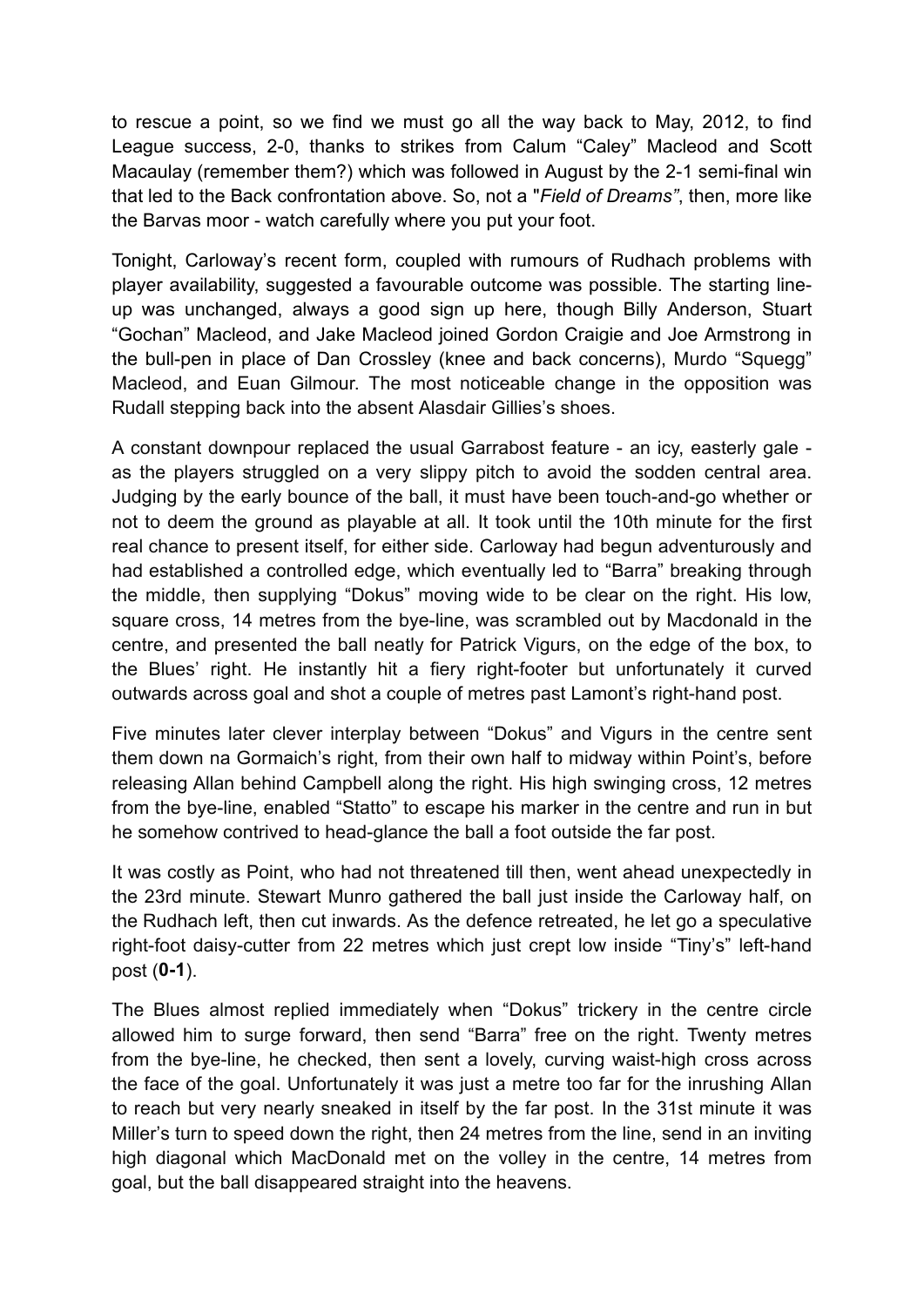to rescue a point, so we find we must go all the way back to May, 2012, to find League success, 2-0, thanks to strikes from Calum "Caley" Macleod and Scott Macaulay (remember them?) which was followed in August by the 2-1 semi-final win that led to the Back confrontation above. So, not a "*Field of Dreams*", then, more like the Barvas moor - watch carefully where you put your foot.

Tonight, Carloway's recent form, coupled with rumours of Rudhach problems with player availability, suggested a favourable outcome was possible. The starting line-up was unchanged, always a good sign up here, though Billy Anderson, Stuart "Gochan" Macleod, and Jake Macleod joined Gordon Craigie and Joe Armstrong in the bull-pen in place of Dan Crossley (knee and back concerns), Murdo "Squegg" Macleod, and Euan Gilmour. The most noticeable change in the opposition was Rudall stepping back into the absent Alasdair Gillies's shoes.

A constant downpour replaced the usual Garrabost feature - an icy, easterly gale - as the players struggled on a very slippy pitch to avoid the sodden central area. Judging by the early bounce of the ball, it must have been touch-and-go whether or not to deem the ground as playable at all. It took until the 10th minute for the first real chance to present itself, for either side. Carloway had begun adventurously and had established a controlled edge, which eventually led to "Barra" breaking through the middle, then supplying "Dokus" moving wide to be clear on the right. His low, square cross, 14 metres from the bye-line, was scrambled out by Macdonald in the centre, and presented the ball neatly for Patrick Vigurs, on the edge of the box, to the Blues' right. He instantly hit a fiery right-footer but unfortunately it curved outwards across goal and shot a couple of metres past Lamont's right-hand post.

Five minutes later clever interplay between "Dokus" and Vigurs in the centre sent them down na Gormaich's right, from their own half to midway within Point's, before releasing Allan behind Campbell along the right. His high swinging cross, 12 metres from the bye-line, enabled "Statto" to escape his marker in the centre and run in but he somehow contrived to head-glance the ball a foot outside the far post.

It was costly as Point, who had not threatened till then, went ahead unexpectedly in the 23rd minute. Stewart Munro gathered the ball just inside the Carloway half, on the Rudhach left, then cut inwards. As the defence retreated, he let go a speculative right-foot daisy-cutter from 22 metres which just crept low inside "Tiny's" left-hand post (**0-1**).

The Blues almost replied immediately when "Dokus" trickery in the centre circle allowed him to surge forward, then send "Barra" free on the right. Twenty metres from the bye-line, he checked, then sent a lovely, curving waist-high cross across the face of the goal. Unfortunately it was just a metre too far for the inrushing Allan to reach but very nearly sneaked in itself by the far post. In the 31st minute it was Miller's turn to speed down the right, then 24 metres from the line, send in an inviting high diagonal which MacDonald met on the volley in the centre, 14 metres from goal, but the ball disappeared straight into the heavens.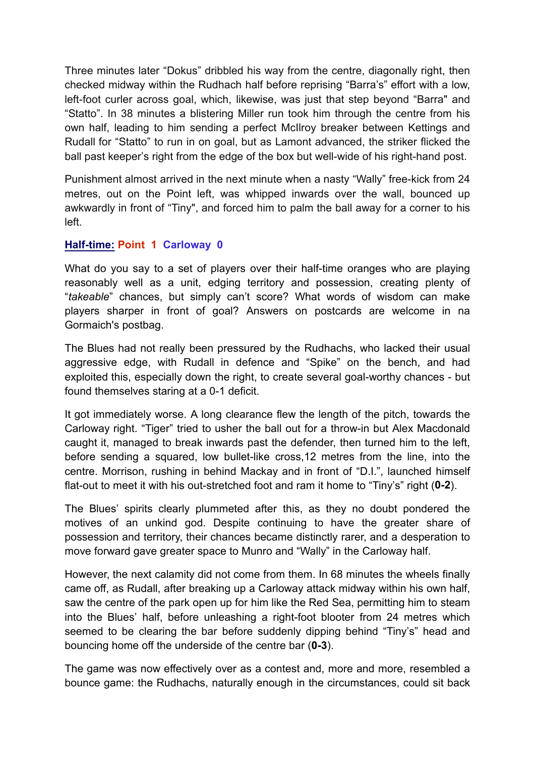Three minutes later "Dokus" dribbled his way from the centre, diagonally right, then checked midway within the Rudhach half before reprising "Barra's" effort with a low, left-foot curler across goal, which, likewise, was just that step beyond "Barra" and "Statto". In 38 minutes a blistering Miller run took him through the centre from his own half, leading to him sending a perfect McIlroy breaker between Kettings and Rudall for "Statto" to run in on goal, but as Lamont advanced, the striker flicked the ball past keeper's right from the edge of the box but well-wide of his right-hand post.

Punishment almost arrived in the next minute when a nasty "Wally" free-kick from 24 metres, out on the Point left, was whipped inwards over the wall, bounced up awkwardly in front of "Tiny", and forced him to palm the ball away for a corner to his left.

**Half-time: Point 1 Carloway 0**

What do you say to a set of players over their half-time oranges who are playing reasonably well as a unit, edging territory and possession, creating plenty of "*takeable*" chances, but simply can't score? What words of wisdom can make players sharper in front of goal? Answers on postcards are welcome in na Gormaich's postbag.

The Blues had not really been pressured by the Rudhachs, who lacked their usual aggressive edge, with Rudall in defence and "Spike" on the bench, and had exploited this, especially down the right, to create several goal-worthy chances - but found themselves staring at a 0-1 deficit.

It got immediately worse. A long clearance flew the length of the pitch, towards the Carloway right. "Tiger" tried to usher the ball out for a throw-in but Alex Macdonald caught it, managed to break inwards past the defender, then turned him to the left, before sending a squared, low bullet-like cross,12 metres from the line, into the centre. Morrison, rushing in behind Mackay and in front of "D.I.", launched himself flat-out to meet it with his out-stretched foot and ram it home to "Tiny's" right (**0-2**).

The Blues' spirits clearly plummeted after this, as they no doubt pondered the motives of an unkind god. Despite continuing to have the greater share of possession and territory, their chances became distinctly rarer, and a desperation to move forward gave greater space to Munro and "Wally" in the Carloway half.

However, the next calamity did not come from them. In 68 minutes the wheels finally came off, as Rudall, after breaking up a Carloway attack midway within his own half, saw the centre of the park open up for him like the Red Sea, permitting him to steam into the Blues' half, before unleashing a right-foot blooter from 24 metres which seemed to be clearing the bar before suddenly dipping behind "Tiny's" head and bouncing home off the underside of the centre bar (**0-3**).

The game was now effectively over as a contest and, more and more, resembled a bounce game: the Rudhachs, naturally enough in the circumstances, could sit back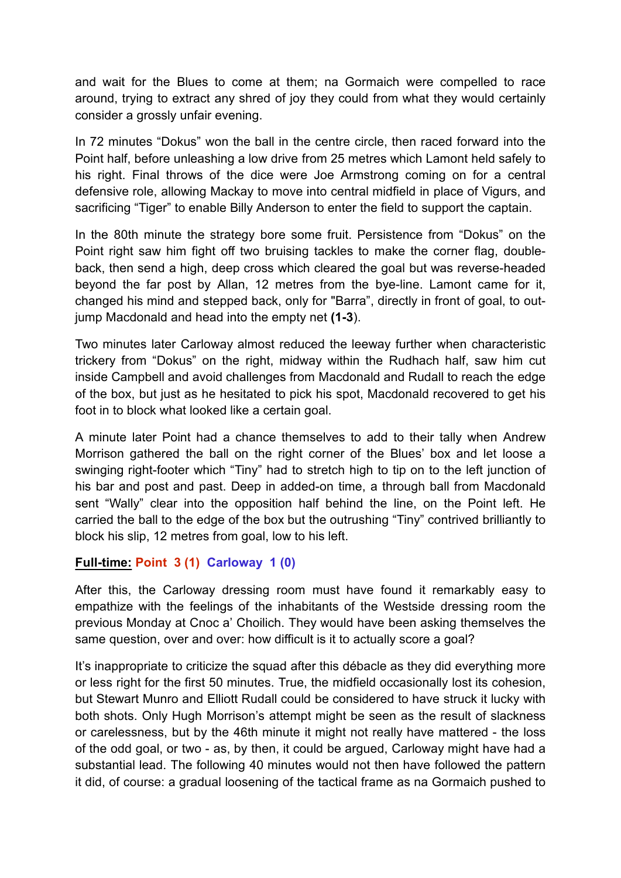and wait for the Blues to come at them; na Gormaich were compelled to race around, trying to extract any shred of joy they could from what they would certainly consider a grossly unfair evening.

In 72 minutes "Dokus" won the ball in the centre circle, then raced forward into the Point half, before unleashing a low drive from 25 metres which Lamont held safely to his right. Final throws of the dice were Joe Armstrong coming on for a central defensive role, allowing Mackay to move into central midfield in place of Vigurs, and sacrificing "Tiger" to enable Billy Anderson to enter the field to support the captain.

In the 80th minute the strategy bore some fruit. Persistence from "Dokus" on the Point right saw him fight off two bruising tackles to make the corner flag, double-back, then send a high, deep cross which cleared the goal but was reverse-headed beyond the far post by Allan, 12 metres from the bye-line. Lamont came for it, changed his mind and stepped back, only for "Barra", directly in front of goal, to out-jump Macdonald and head into the empty net **(1-3**).

Two minutes later Carloway almost reduced the leeway further when characteristic trickery from "Dokus" on the right, midway within the Rudhach half, saw him cut inside Campbell and avoid challenges from Macdonald and Rudall to reach the edge of the box, but just as he hesitated to pick his spot, Macdonald recovered to get his foot in to block what looked like a certain goal.

A minute later Point had a chance themselves to add to their tally when Andrew Morrison gathered the ball on the right corner of the Blues' box and let loose a swinging right-footer which "Tiny" had to stretch high to tip on to the left junction of his bar and post and past. Deep in added-on time, a through ball from Macdonald sent "Wally" clear into the opposition half behind the line, on the Point left. He carried the ball to the edge of the box but the outrushing "Tiny" contrived brilliantly to block his slip, 12 metres from goal, low to his left.

**Full-time: Point 3 (1) Carloway 1 (0)**

After this, the Carloway dressing room must have found it remarkably easy to empathize with the feelings of the inhabitants of the Westside dressing room the previous Monday at Cnoc a' Choilich. They would have been asking themselves the same question, over and over: how difficult is it to actually score a goal?

It's inappropriate to criticize the squad after this débacle as they did everything more or less right for the first 50 minutes. True, the midfield occasionally lost its cohesion, but Stewart Munro and Elliott Rudall could be considered to have struck it lucky with both shots. Only Hugh Morrison's attempt might be seen as the result of slackness or carelessness, but by the 46th minute it might not really have mattered - the loss of the odd goal, or two - as, by then, it could be argued, Carloway might have had a substantial lead. The following 40 minutes would not then have followed the pattern it did, of course: a gradual loosening of the tactical frame as na Gormaich pushed to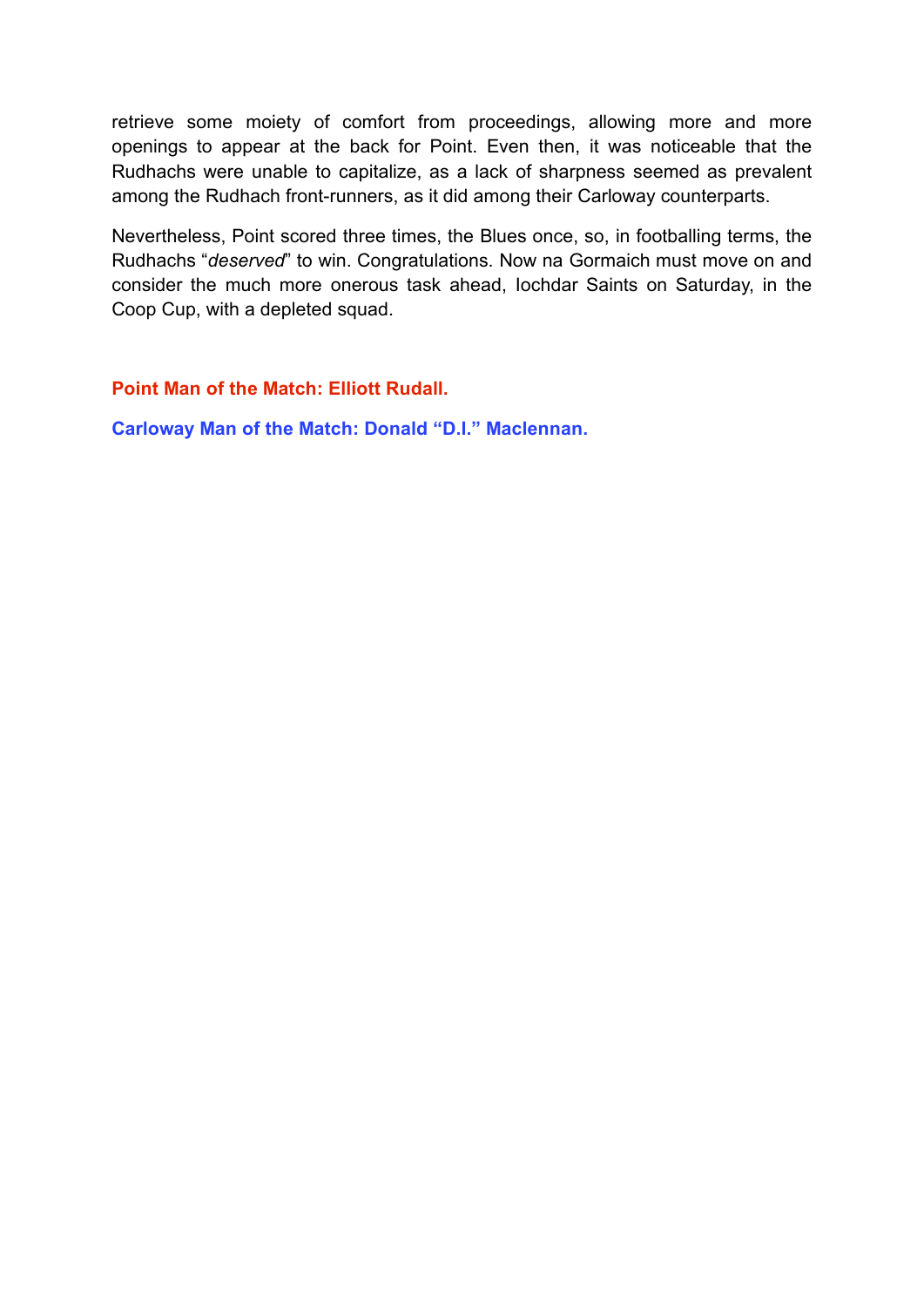retrieve some moiety of comfort from proceedings, allowing more and more openings to appear at the back for Point. Even then, it was noticeable that the Rudhachs were unable to capitalize, as a lack of sharpness seemed as prevalent among the Rudhach front-runners, as it did among their Carloway counterparts.

Nevertheless, Point scored three times, the Blues once, so, in footballing terms, the Rudhachs "*deserved*" to win. Congratulations. Now na Gormaich must move on and consider the much more onerous task ahead, Iochdar Saints on Saturday, in the Coop Cup, with a depleted squad.

**Point Man of the Match: Elliott Rudall.**

**Carloway Man of the Match: Donald "D.I." Maclennan.**